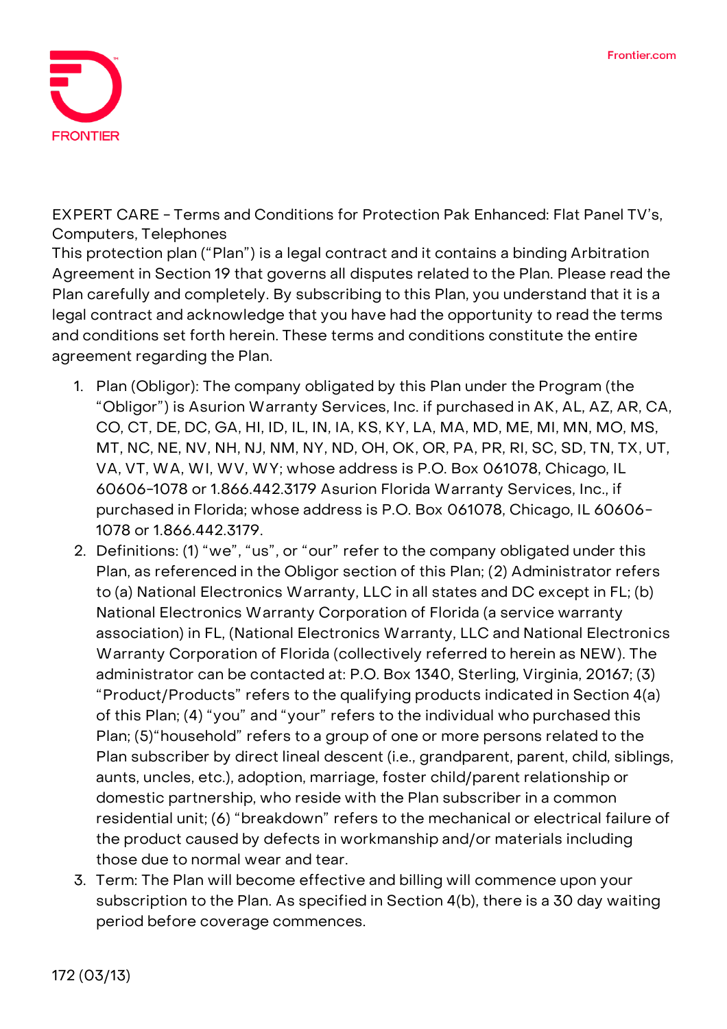EXPERT CARE - Terms and Conditions for Protection Pak Enhanced: Flat Panel TV's, Computers, Telephones

This protection plan ("Plan") is a legal contract and it contains a binding Arbitration Agreement in Section 19 that governs all disputes related to the Plan. Please read the Plan carefully and completely. By subscribing to this Plan, you understand that it is a legal contract and acknowledge that you have had the opportunity to read the terms and conditions set forth herein. These terms and conditions constitute the entire agreement regarding the Plan.

1. Plan (Obligor): The company obligated by this Plan under the Program (the "Obligor") is Asurion Warranty Services, Inc. if purchased in AK, AL, AZ, AR, CA, CO, CT, DE, DC, GA, HI, ID, IL, IN, IA, KS, KY, LA, MA, MD, ME, MI, MN, MO, MS, MT, NC, NE, NV, NH, NJ, NM, NY, ND, OH, OK, OR, PA, PR, RI, SC, SD, TN, TX, UT, VA, VT, WA, WI, WV, WY; whose address is P.O. Box 061078, Chicago, IL 60606-1078 or 1.866.442.3179 Asurion Florida Warranty Services, Inc., if purchased in Florida; whose address is P.O. Box 061078, Chicago, IL 60606-1078 or 1.866.442.3179.
2. Definitions: (1) "we", "us", or "our" refer to the company obligated under this Plan, as referenced in the Obligor section of this Plan; (2) Administrator refers to (a) National Electronics Warranty, LLC in all states and DC except in FL; (b) National Electronics Warranty Corporation of Florida (a service warranty association) in FL, (National Electronics Warranty, LLC and National Electronics Warranty Corporation of Florida (collectively referred to herein as NEW). The administrator can be contacted at: P.O. Box 1340, Sterling, Virginia, 20167; (3) "Product/Products" refers to the qualifying products indicated in Section 4(a) of this Plan; (4) "you" and "your" refers to the individual who purchased this Plan; (5)"household" refers to a group of one or more persons related to the Plan subscriber by direct lineal descent (i.e., grandparent, parent, child, siblings, aunts, uncles, etc.), adoption, marriage, foster child/parent relationship or domestic partnership, who reside with the Plan subscriber in a common residential unit; (6) "breakdown" refers to the mechanical or electrical failure of the product caused by defects in workmanship and/or materials including those due to normal wear and tear.
3. Term: The Plan will become effective and billing will commence upon your subscription to the Plan. As specified in Section 4(b), there is a 30 day waiting period before coverage commences.

172 (03/13)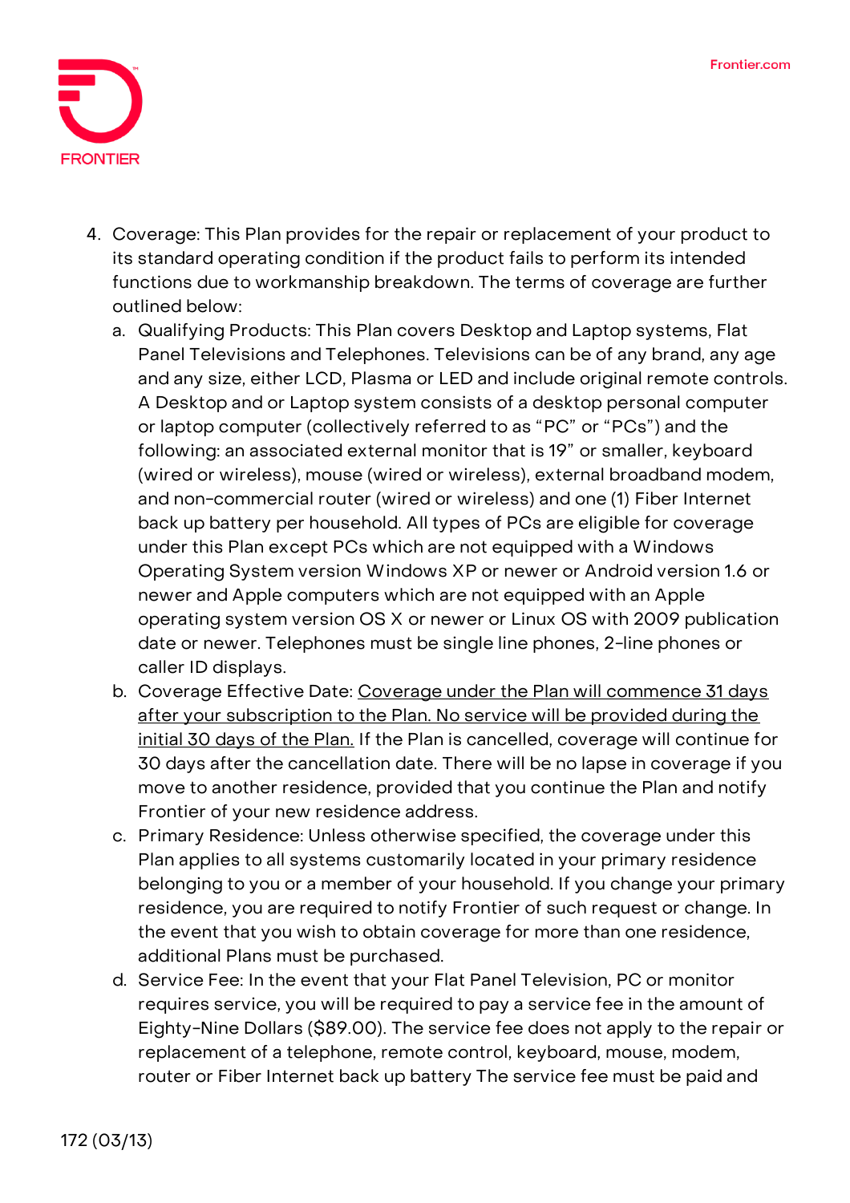4. Coverage: This Plan provides for the repair or replacement of your product to its standard operating condition if the product fails to perform its intended functions due to workmanship breakdown. The terms of coverage are further outlined below:
   a. Qualifying Products: This Plan covers Desktop and Laptop systems, Flat Panel Televisions and Telephones. Televisions can be of any brand, any age and any size, either LCD, Plasma or LED and include original remote controls. A Desktop and or Laptop system consists of a desktop personal computer or laptop computer (collectively referred to as "PC" or "PCs") and the following: an associated external monitor that is 19" or smaller, keyboard (wired or wireless), mouse (wired or wireless), external broadband modem, and non-commercial router (wired or wireless) and one (1) Fiber Internet back up battery per household. All types of PCs are eligible for coverage under this Plan except PCs which are not equipped with a Windows Operating System version Windows XP or newer or Android version 1.6 or newer and Apple computers which are not equipped with an Apple operating system version OS X or newer or Linux OS with 2009 publication date or newer. Telephones must be single line phones, 2-line phones or caller ID displays.
   b. Coverage Effective Date: <u>Coverage under the Plan will commence 31 days after your subscription to the Plan. No service will be provided during the initial 30 days of the Plan.</u> If the Plan is cancelled, coverage will continue for 30 days after the cancellation date. There will be no lapse in coverage if you move to another residence, provided that you continue the Plan and notify Frontier of your new residence address.
   c. Primary Residence: Unless otherwise specified, the coverage under this Plan applies to all systems customarily located in your primary residence belonging to you or a member of your household. If you change your primary residence, you are required to notify Frontier of such request or change. In the event that you wish to obtain coverage for more than one residence, additional Plans must be purchased.
   d. Service Fee: In the event that your Flat Panel Television, PC or monitor requires service, you will be required to pay a service fee in the amount of Eighty-Nine Dollars ($89.00). The service fee does not apply to the repair or replacement of a telephone, remote control, keyboard, mouse, modem, router or Fiber Internet back up battery The service fee must be paid and

172 (03/13)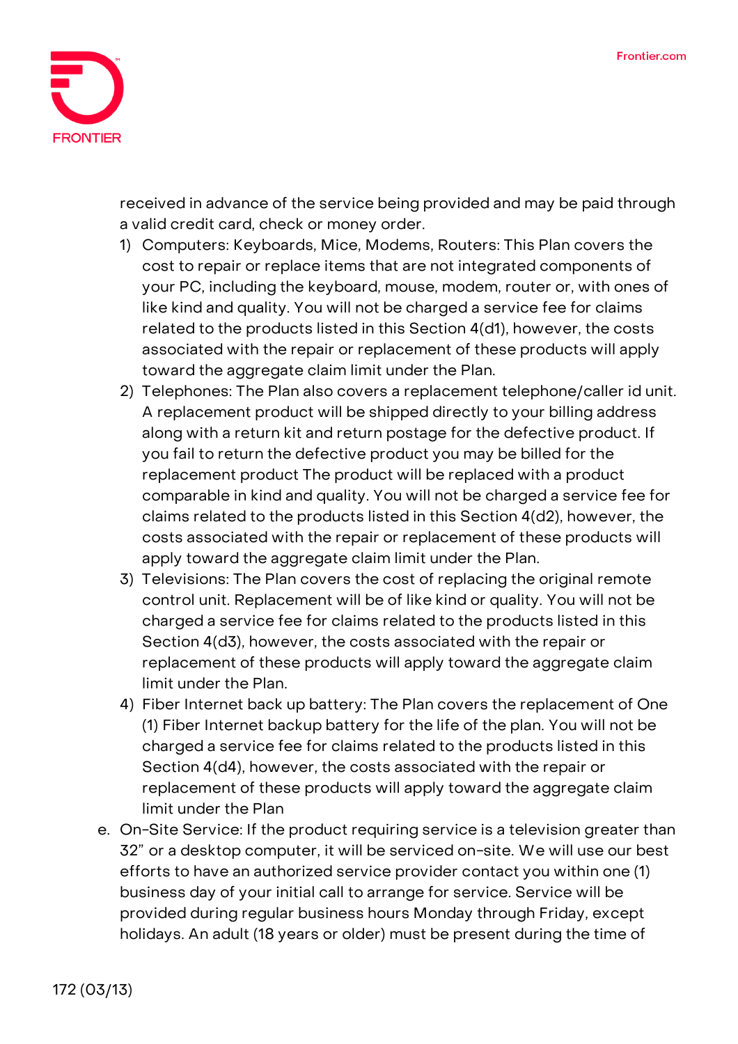received in advance of the service being provided and may be paid through a valid credit card, check or money order.

1) Computers: Keyboards, Mice, Modems, Routers: This Plan covers the cost to repair or replace items that are not integrated components of your PC, including the keyboard, mouse, modem, router or, with ones of like kind and quality. You will not be charged a service fee for claims related to the products listed in this Section 4(d1), however, the costs associated with the repair or replacement of these products will apply toward the aggregate claim limit under the Plan.
2) Telephones: The Plan also covers a replacement telephone/caller id unit. A replacement product will be shipped directly to your billing address along with a return kit and return postage for the defective product. If you fail to return the defective product you may be billed for the replacement product The product will be replaced with a product comparable in kind and quality. You will not be charged a service fee for claims related to the products listed in this Section 4(d2), however, the costs associated with the repair or replacement of these products will apply toward the aggregate claim limit under the Plan.
3) Televisions: The Plan covers the cost of replacing the original remote control unit. Replacement will be of like kind or quality. You will not be charged a service fee for claims related to the products listed in this Section 4(d3), however, the costs associated with the repair or replacement of these products will apply toward the aggregate claim limit under the Plan.
4) Fiber Internet back up battery: The Plan covers the replacement of One (1) Fiber Internet backup battery for the life of the plan. You will not be charged a service fee for claims related to the products listed in this Section 4(d4), however, the costs associated with the repair or replacement of these products will apply toward the aggregate claim limit under the Plan

e. On-Site Service: If the product requiring service is a television greater than 32" or a desktop computer, it will be serviced on-site. We will use our best efforts to have an authorized service provider contact you within one (1) business day of your initial call to arrange for service. Service will be provided during regular business hours Monday through Friday, except holidays. An adult (18 years or older) must be present during the time of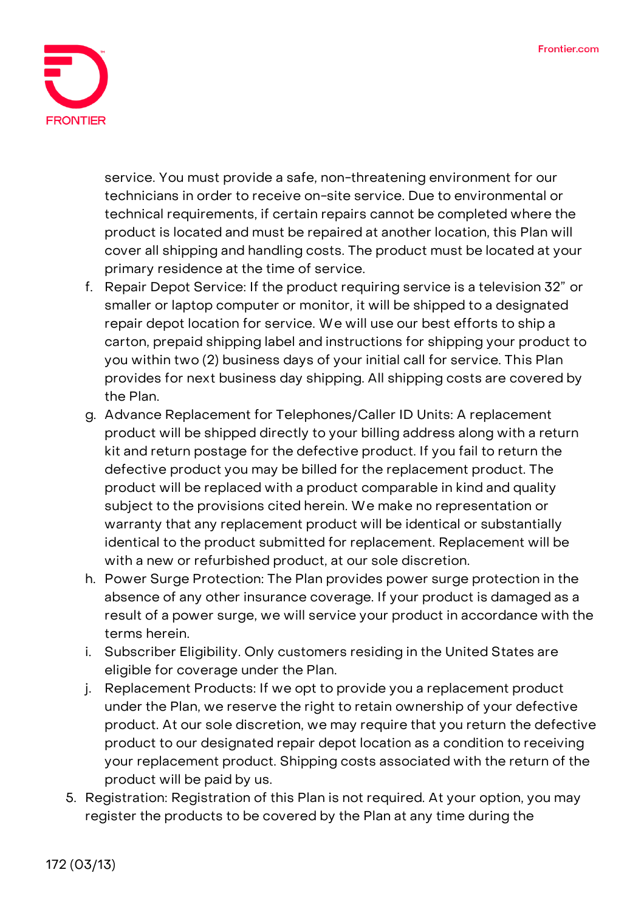service. You must provide a safe, non-threatening environment for our technicians in order to receive on-site service. Due to environmental or technical requirements, if certain repairs cannot be completed where the product is located and must be repaired at another location, this Plan will cover all shipping and handling costs. The product must be located at your primary residence at the time of service.

f. Repair Depot Service: If the product requiring service is a television 32" or smaller or laptop computer or monitor, it will be shipped to a designated repair depot location for service. We will use our best efforts to ship a carton, prepaid shipping label and instructions for shipping your product to you within two (2) business days of your initial call for service. This Plan provides for next business day shipping. All shipping costs are covered by the Plan.

g. Advance Replacement for Telephones/Caller ID Units: A replacement product will be shipped directly to your billing address along with a return kit and return postage for the defective product. If you fail to return the defective product you may be billed for the replacement product. The product will be replaced with a product comparable in kind and quality subject to the provisions cited herein. We make no representation or warranty that any replacement product will be identical or substantially identical to the product submitted for replacement. Replacement will be with a new or refurbished product, at our sole discretion.

h. Power Surge Protection: The Plan provides power surge protection in the absence of any other insurance coverage. If your product is damaged as a result of a power surge, we will service your product in accordance with the terms herein.

i. Subscriber Eligibility. Only customers residing in the United States are eligible for coverage under the Plan.

j. Replacement Products: If we opt to provide you a replacement product under the Plan, we reserve the right to retain ownership of your defective product. At our sole discretion, we may require that you return the defective product to our designated repair depot location as a condition to receiving your replacement product. Shipping costs associated with the return of the product will be paid by us.

5. Registration: Registration of this Plan is not required. At your option, you may register the products to be covered by the Plan at any time during the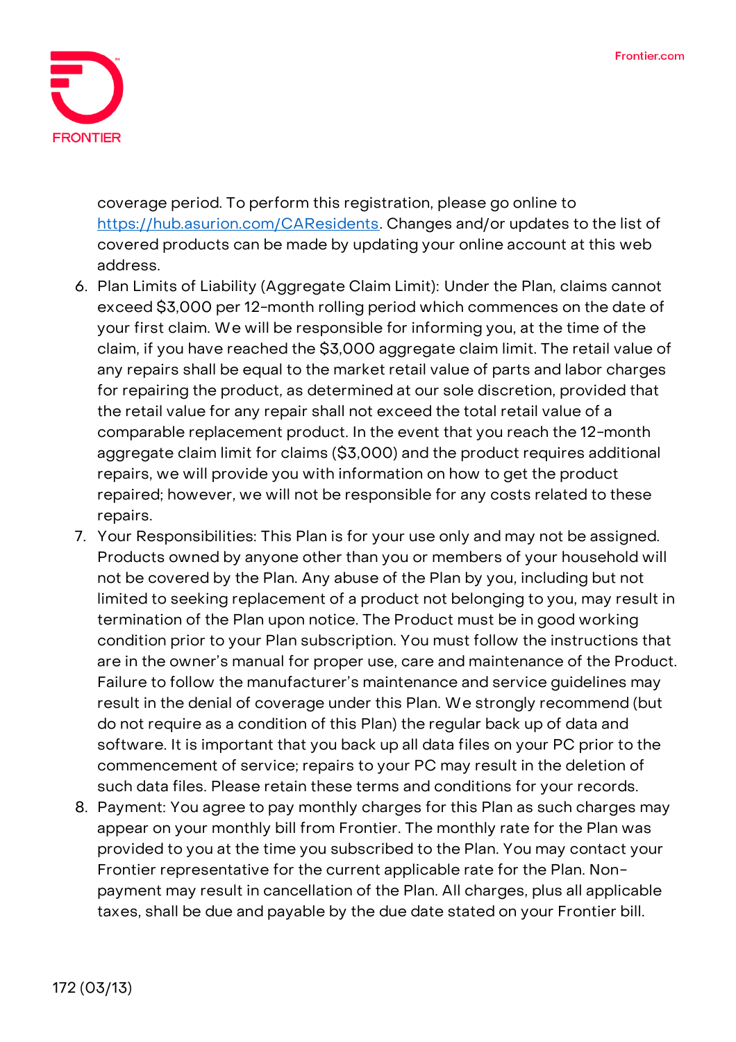coverage period. To perform this registration, please go online to [https://hub.asurion.com/CAResidents](https://hub.asurion.com/CAResidents). Changes and/or updates to the list of covered products can be made by updating your online account at this web address.

6. Plan Limits of Liability (Aggregate Claim Limit): Under the Plan, claims cannot exceed $3,000 per 12-month rolling period which commences on the date of your first claim. We will be responsible for informing you, at the time of the claim, if you have reached the $3,000 aggregate claim limit. The retail value of any repairs shall be equal to the market retail value of parts and labor charges for repairing the product, as determined at our sole discretion, provided that the retail value for any repair shall not exceed the total retail value of a comparable replacement product. In the event that you reach the 12-month aggregate claim limit for claims ($3,000) and the product requires additional repairs, we will provide you with information on how to get the product repaired; however, we will not be responsible for any costs related to these repairs.
7. Your Responsibilities: This Plan is for your use only and may not be assigned. Products owned by anyone other than you or members of your household will not be covered by the Plan. Any abuse of the Plan by you, including but not limited to seeking replacement of a product not belonging to you, may result in termination of the Plan upon notice. The Product must be in good working condition prior to your Plan subscription. You must follow the instructions that are in the owner's manual for proper use, care and maintenance of the Product. Failure to follow the manufacturer's maintenance and service guidelines may result in the denial of coverage under this Plan. We strongly recommend (but do not require as a condition of this Plan) the regular back up of data and software. It is important that you back up all data files on your PC prior to the commencement of service; repairs to your PC may result in the deletion of such data files. Please retain these terms and conditions for your records.
8. Payment: You agree to pay monthly charges for this Plan as such charges may appear on your monthly bill from Frontier. The monthly rate for the Plan was provided to you at the time you subscribed to the Plan. You may contact your Frontier representative for the current applicable rate for the Plan. Non-payment may result in cancellation of the Plan. All charges, plus all applicable taxes, shall be due and payable by the due date stated on your Frontier bill.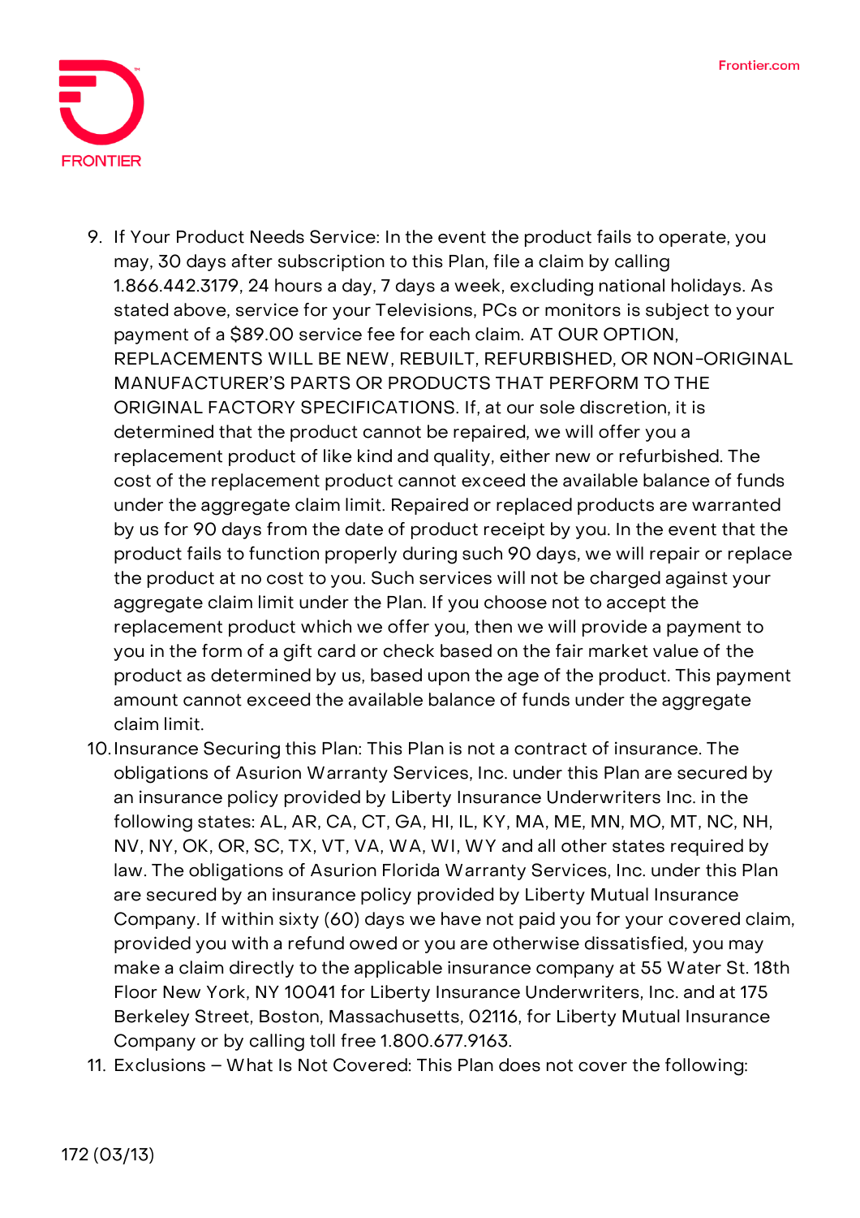9. If Your Product Needs Service: In the event the product fails to operate, you may, 30 days after subscription to this Plan, file a claim by calling 1.866.442.3179, 24 hours a day, 7 days a week, excluding national holidays. As stated above, service for your Televisions, PCs or monitors is subject to your payment of a $89.00 service fee for each claim. AT OUR OPTION, REPLACEMENTS WILL BE NEW, REBUILT, REFURBISHED, OR NON-ORIGINAL MANUFACTURER'S PARTS OR PRODUCTS THAT PERFORM TO THE ORIGINAL FACTORY SPECIFICATIONS. If, at our sole discretion, it is determined that the product cannot be repaired, we will offer you a replacement product of like kind and quality, either new or refurbished. The cost of the replacement product cannot exceed the available balance of funds under the aggregate claim limit. Repaired or replaced products are warranted by us for 90 days from the date of product receipt by you. In the event that the product fails to function properly during such 90 days, we will repair or replace the product at no cost to you. Such services will not be charged against your aggregate claim limit under the Plan. If you choose not to accept the replacement product which we offer you, then we will provide a payment to you in the form of a gift card or check based on the fair market value of the product as determined by us, based upon the age of the product. This payment amount cannot exceed the available balance of funds under the aggregate claim limit.
10. Insurance Securing this Plan: This Plan is not a contract of insurance. The obligations of Asurion Warranty Services, Inc. under this Plan are secured by an insurance policy provided by Liberty Insurance Underwriters Inc. in the following states: AL, AR, CA, CT, GA, HI, IL, KY, MA, ME, MN, MO, MT, NC, NH, NV, NY, OK, OR, SC, TX, VT, VA, WA, WI, WY and all other states required by law. The obligations of Asurion Florida Warranty Services, Inc. under this Plan are secured by an insurance policy provided by Liberty Mutual Insurance Company. If within sixty (60) days we have not paid you for your covered claim, provided you with a refund owed or you are otherwise dissatisfied, you may make a claim directly to the applicable insurance company at 55 Water St. 18th Floor New York, NY 10041 for Liberty Insurance Underwriters, Inc. and at 175 Berkeley Street, Boston, Massachusetts, 02116, for Liberty Mutual Insurance Company or by calling toll free 1.800.677.9163.
11. Exclusions – What Is Not Covered: This Plan does not cover the following: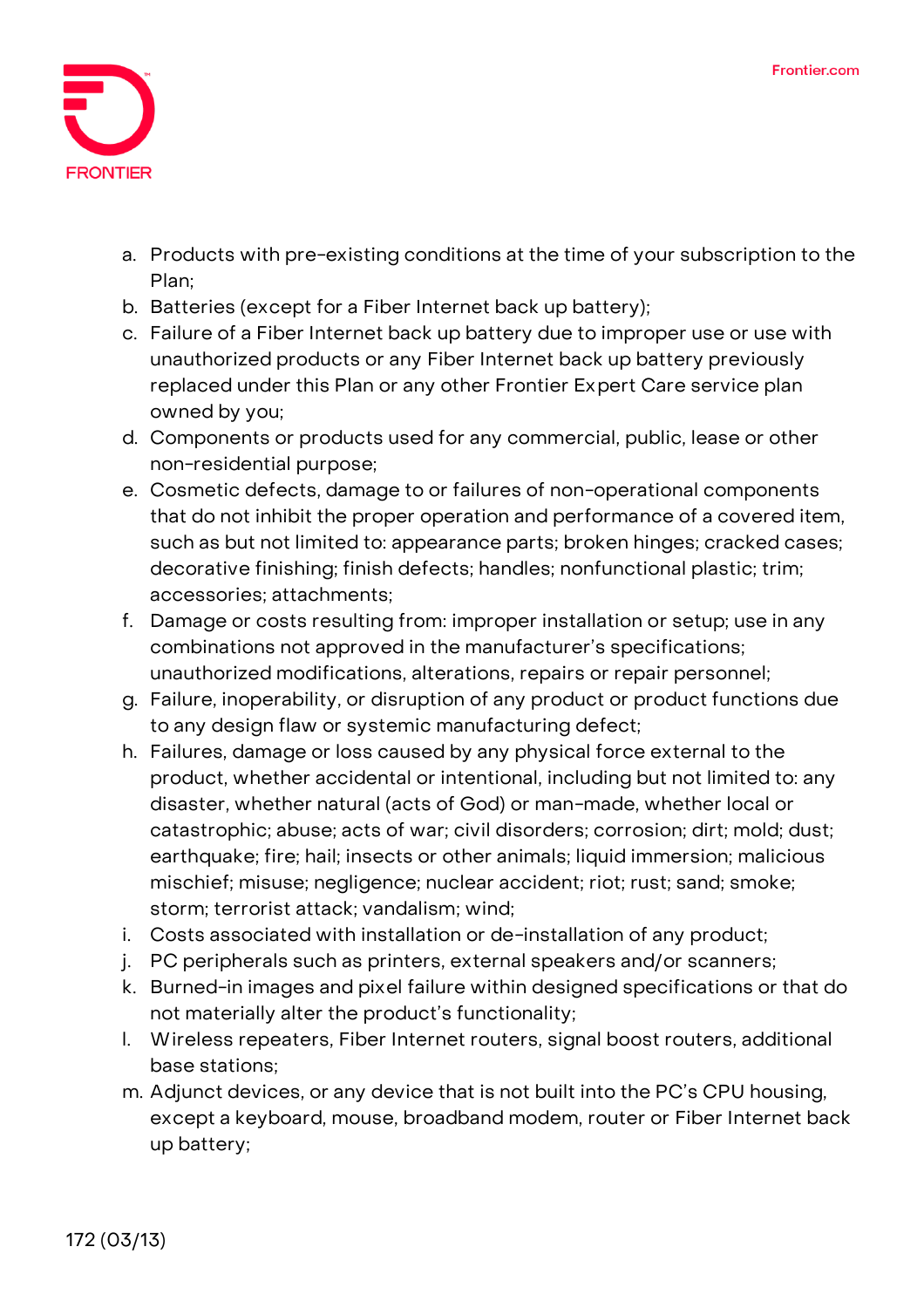a. Products with pre-existing conditions at the time of your subscription to the Plan;
b. Batteries (except for a Fiber Internet back up battery);
c. Failure of a Fiber Internet back up battery due to improper use or use with unauthorized products or any Fiber Internet back up battery previously replaced under this Plan or any other Frontier Expert Care service plan owned by you;
d. Components or products used for any commercial, public, lease or other non-residential purpose;
e. Cosmetic defects, damage to or failures of non-operational components that do not inhibit the proper operation and performance of a covered item, such as but not limited to: appearance parts; broken hinges; cracked cases; decorative finishing; finish defects; handles; nonfunctional plastic; trim; accessories; attachments;
f. Damage or costs resulting from: improper installation or setup; use in any combinations not approved in the manufacturer's specifications; unauthorized modifications, alterations, repairs or repair personnel;
g. Failure, inoperability, or disruption of any product or product functions due to any design flaw or systemic manufacturing defect;
h. Failures, damage or loss caused by any physical force external to the product, whether accidental or intentional, including but not limited to: any disaster, whether natural (acts of God) or man-made, whether local or catastrophic; abuse; acts of war; civil disorders; corrosion; dirt; mold; dust; earthquake; fire; hail; insects or other animals; liquid immersion; malicious mischief; misuse; negligence; nuclear accident; riot; rust; sand; smoke; storm; terrorist attack; vandalism; wind;
i. Costs associated with installation or de-installation of any product;
j. PC peripherals such as printers, external speakers and/or scanners;
k. Burned-in images and pixel failure within designed specifications or that do not materially alter the product's functionality;
l. Wireless repeaters, Fiber Internet routers, signal boost routers, additional base stations;
m. Adjunct devices, or any device that is not built into the PC's CPU housing, except a keyboard, mouse, broadband modem, router or Fiber Internet back up battery;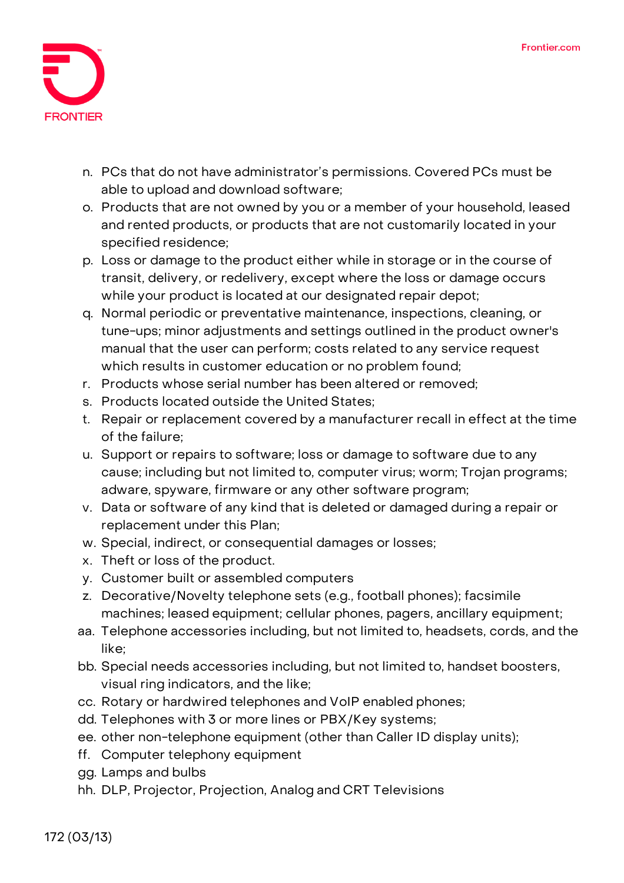n. PCs that do not have administrator's permissions. Covered PCs must be able to upload and download software;
o. Products that are not owned by you or a member of your household, leased and rented products, or products that are not customarily located in your specified residence;
p. Loss or damage to the product either while in storage or in the course of transit, delivery, or redelivery, except where the loss or damage occurs while your product is located at our designated repair depot;
q. Normal periodic or preventative maintenance, inspections, cleaning, or tune-ups; minor adjustments and settings outlined in the product owner's manual that the user can perform; costs related to any service request which results in customer education or no problem found;
r. Products whose serial number has been altered or removed;
s. Products located outside the United States;
t. Repair or replacement covered by a manufacturer recall in effect at the time of the failure;
u. Support or repairs to software; loss or damage to software due to any cause; including but not limited to, computer virus; worm; Trojan programs; adware, spyware, firmware or any other software program;
v. Data or software of any kind that is deleted or damaged during a repair or replacement under this Plan;
w. Special, indirect, or consequential damages or losses;
x. Theft or loss of the product.
y. Customer built or assembled computers
z. Decorative/Novelty telephone sets (e.g., football phones); facsimile machines; leased equipment; cellular phones, pagers, ancillary equipment;
aa. Telephone accessories including, but not limited to, headsets, cords, and the like;
bb. Special needs accessories including, but not limited to, handset boosters, visual ring indicators, and the like;
cc. Rotary or hardwired telephones and VoIP enabled phones;
dd. Telephones with 3 or more lines or PBX/Key systems;
ee. other non-telephone equipment (other than Caller ID display units);
ff. Computer telephony equipment
gg. Lamps and bulbs
hh. DLP, Projector, Projection, Analog and CRT Televisions

172 (03/13)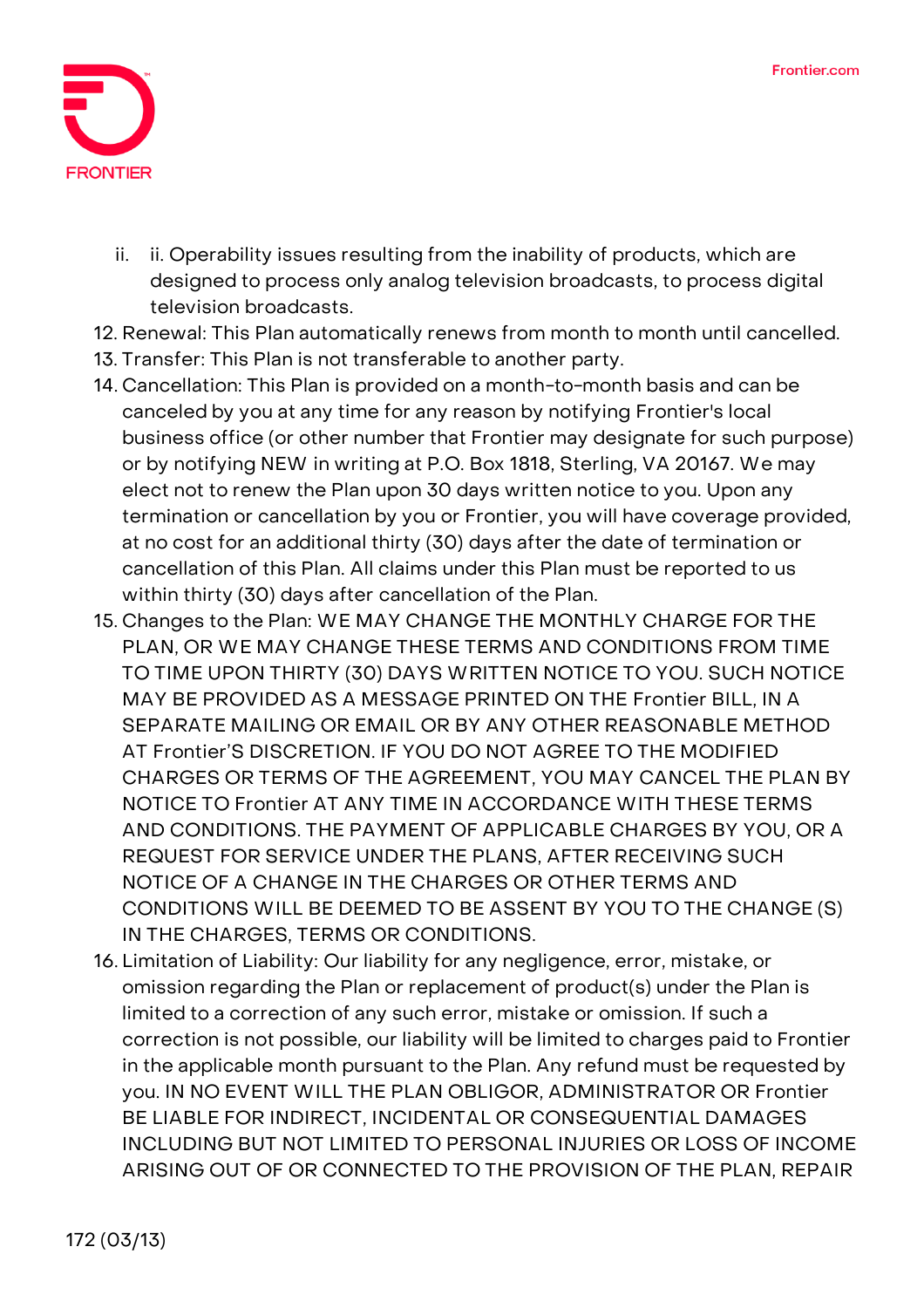ii. ii. Operability issues resulting from the inability of products, which are designed to process only analog television broadcasts, to process digital television broadcasts.

12. Renewal: This Plan automatically renews from month to month until cancelled.
13. Transfer: This Plan is not transferable to another party.
14. Cancellation: This Plan is provided on a month-to-month basis and can be canceled by you at any time for any reason by notifying Frontier's local business office (or other number that Frontier may designate for such purpose) or by notifying NEW in writing at P.O. Box 1818, Sterling, VA 20167. We may elect not to renew the Plan upon 30 days written notice to you. Upon any termination or cancellation by you or Frontier, you will have coverage provided, at no cost for an additional thirty (30) days after the date of termination or cancellation of this Plan. All claims under this Plan must be reported to us within thirty (30) days after cancellation of the Plan.
15. Changes to the Plan: WE MAY CHANGE THE MONTHLY CHARGE FOR THE PLAN, OR WE MAY CHANGE THESE TERMS AND CONDITIONS FROM TIME TO TIME UPON THIRTY (30) DAYS WRITTEN NOTICE TO YOU. SUCH NOTICE MAY BE PROVIDED AS A MESSAGE PRINTED ON THE Frontier BILL, IN A SEPARATE MAILING OR EMAIL OR BY ANY OTHER REASONABLE METHOD AT Frontier'S DISCRETION. IF YOU DO NOT AGREE TO THE MODIFIED CHARGES OR TERMS OF THE AGREEMENT, YOU MAY CANCEL THE PLAN BY NOTICE TO Frontier AT ANY TIME IN ACCORDANCE WITH THESE TERMS AND CONDITIONS. THE PAYMENT OF APPLICABLE CHARGES BY YOU, OR A REQUEST FOR SERVICE UNDER THE PLANS, AFTER RECEIVING SUCH NOTICE OF A CHANGE IN THE CHARGES OR OTHER TERMS AND CONDITIONS WILL BE DEEMED TO BE ASSENT BY YOU TO THE CHANGE (S) IN THE CHARGES, TERMS OR CONDITIONS.
16. Limitation of Liability: Our liability for any negligence, error, mistake, or omission regarding the Plan or replacement of product(s) under the Plan is limited to a correction of any such error, mistake or omission. If such a correction is not possible, our liability will be limited to charges paid to Frontier in the applicable month pursuant to the Plan. Any refund must be requested by you. IN NO EVENT WILL THE PLAN OBLIGOR, ADMINISTRATOR OR Frontier BE LIABLE FOR INDIRECT, INCIDENTAL OR CONSEQUENTIAL DAMAGES INCLUDING BUT NOT LIMITED TO PERSONAL INJURIES OR LOSS OF INCOME ARISING OUT OF OR CONNECTED TO THE PROVISION OF THE PLAN, REPAIR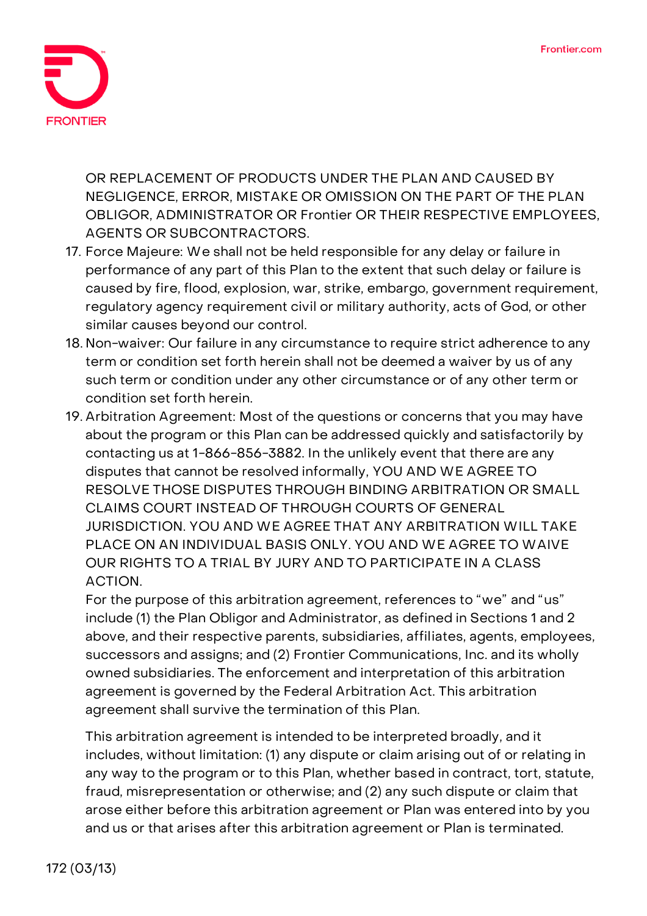OR REPLACEMENT OF PRODUCTS UNDER THE PLAN AND CAUSED BY NEGLIGENCE, ERROR, MISTAKE OR OMISSION ON THE PART OF THE PLAN OBLIGOR, ADMINISTRATOR OR Frontier OR THEIR RESPECTIVE EMPLOYEES, AGENTS OR SUBCONTRACTORS.

17. Force Majeure: We shall not be held responsible for any delay or failure in performance of any part of this Plan to the extent that such delay or failure is caused by fire, flood, explosion, war, strike, embargo, government requirement, regulatory agency requirement civil or military authority, acts of God, or other similar causes beyond our control.
18. Non-waiver: Our failure in any circumstance to require strict adherence to any term or condition set forth herein shall not be deemed a waiver by us of any such term or condition under any other circumstance or of any other term or condition set forth herein.
19. Arbitration Agreement: Most of the questions or concerns that you may have about the program or this Plan can be addressed quickly and satisfactorily by contacting us at 1-866-856-3882. In the unlikely event that there are any disputes that cannot be resolved informally, YOU AND WE AGREE TO RESOLVE THOSE DISPUTES THROUGH BINDING ARBITRATION OR SMALL CLAIMS COURT INSTEAD OF THROUGH COURTS OF GENERAL JURISDICTION. YOU AND WE AGREE THAT ANY ARBITRATION WILL TAKE PLACE ON AN INDIVIDUAL BASIS ONLY. YOU AND WE AGREE TO WAIVE OUR RIGHTS TO A TRIAL BY JURY AND TO PARTICIPATE IN A CLASS ACTION.

    For the purpose of this arbitration agreement, references to "we" and "us" include (1) the Plan Obligor and Administrator, as defined in Sections 1 and 2 above, and their respective parents, subsidiaries, affiliates, agents, employees, successors and assigns; and (2) Frontier Communications, Inc. and its wholly owned subsidiaries. The enforcement and interpretation of this arbitration agreement is governed by the Federal Arbitration Act. This arbitration agreement shall survive the termination of this Plan.

    This arbitration agreement is intended to be interpreted broadly, and it includes, without limitation: (1) any dispute or claim arising out of or relating in any way to the program or to this Plan, whether based in contract, tort, statute, fraud, misrepresentation or otherwise; and (2) any such dispute or claim that arose either before this arbitration agreement or Plan was entered into by you and us or that arises after this arbitration agreement or Plan is terminated.

172 (03/13)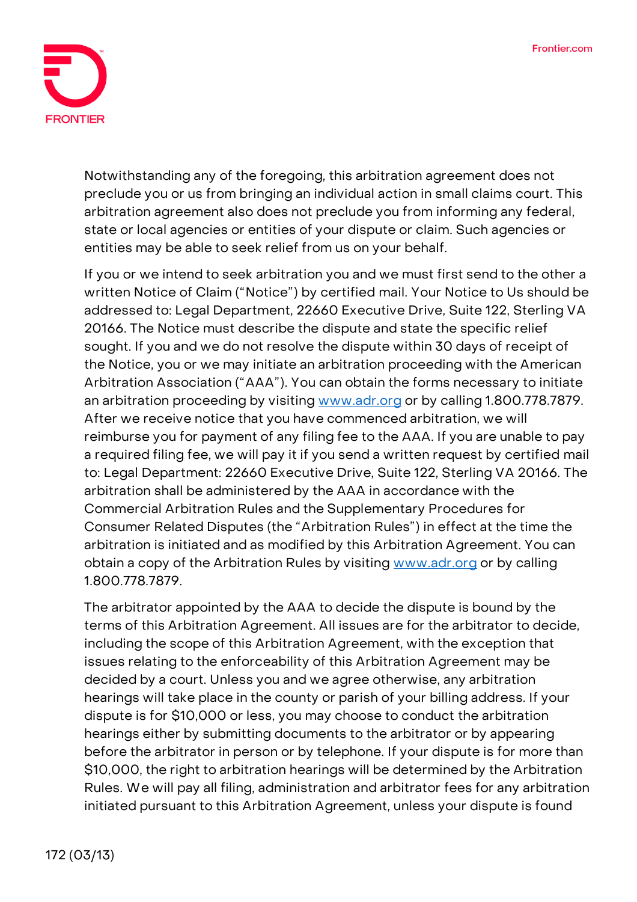Notwithstanding any of the foregoing, this arbitration agreement does not preclude you or us from bringing an individual action in small claims court. This arbitration agreement also does not preclude you from informing any federal, state or local agencies or entities of your dispute or claim. Such agencies or entities may be able to seek relief from us on your behalf.

If you or we intend to seek arbitration you and we must first send to the other a written Notice of Claim ("Notice") by certified mail. Your Notice to Us should be addressed to: Legal Department, 22660 Executive Drive, Suite 122, Sterling VA 20166. The Notice must describe the dispute and state the specific relief sought. If you and we do not resolve the dispute within 30 days of receipt of the Notice, you or we may initiate an arbitration proceeding with the American Arbitration Association ("AAA"). You can obtain the forms necessary to initiate an arbitration proceeding by visiting [www.adr.org](http://www.adr.org) or by calling 1.800.778.7879. After we receive notice that you have commenced arbitration, we will reimburse you for payment of any filing fee to the AAA. If you are unable to pay a required filing fee, we will pay it if you send a written request by certified mail to: Legal Department: 22660 Executive Drive, Suite 122, Sterling VA 20166. The arbitration shall be administered by the AAA in accordance with the Commercial Arbitration Rules and the Supplementary Procedures for Consumer Related Disputes (the "Arbitration Rules") in effect at the time the arbitration is initiated and as modified by this Arbitration Agreement. You can obtain a copy of the Arbitration Rules by visiting [www.adr.org](http://www.adr.org) or by calling 1.800.778.7879.

The arbitrator appointed by the AAA to decide the dispute is bound by the terms of this Arbitration Agreement. All issues are for the arbitrator to decide, including the scope of this Arbitration Agreement, with the exception that issues relating to the enforceability of this Arbitration Agreement may be decided by a court. Unless you and we agree otherwise, any arbitration hearings will take place in the county or parish of your billing address. If your dispute is for $10,000 or less, you may choose to conduct the arbitration hearings either by submitting documents to the arbitrator or by appearing before the arbitrator in person or by telephone. If your dispute is for more than $10,000, the right to arbitration hearings will be determined by the Arbitration Rules. We will pay all filing, administration and arbitrator fees for any arbitration initiated pursuant to this Arbitration Agreement, unless your dispute is found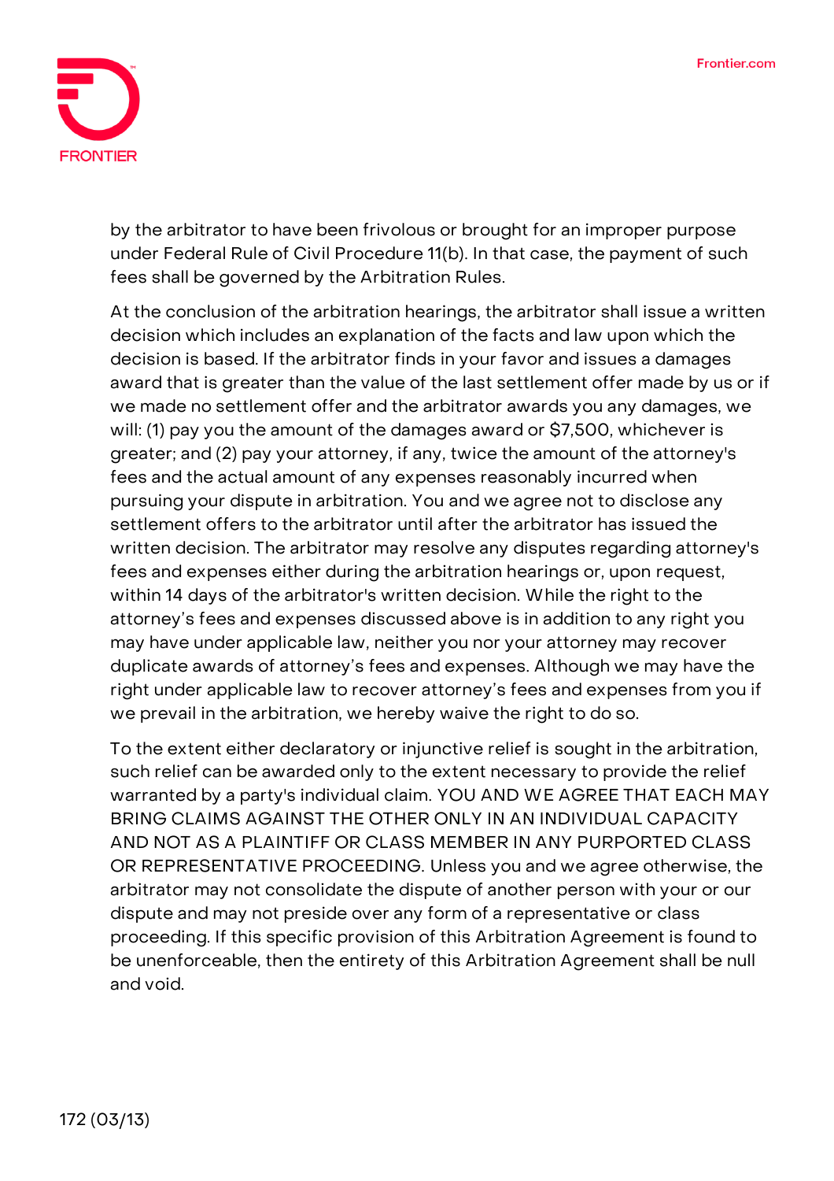by the arbitrator to have been frivolous or brought for an improper purpose under Federal Rule of Civil Procedure 11(b). In that case, the payment of such fees shall be governed by the Arbitration Rules.

At the conclusion of the arbitration hearings, the arbitrator shall issue a written decision which includes an explanation of the facts and law upon which the decision is based. If the arbitrator finds in your favor and issues a damages award that is greater than the value of the last settlement offer made by us or if we made no settlement offer and the arbitrator awards you any damages, we will: (1) pay you the amount of the damages award or $7,500, whichever is greater; and (2) pay your attorney, if any, twice the amount of the attorney's fees and the actual amount of any expenses reasonably incurred when pursuing your dispute in arbitration. You and we agree not to disclose any settlement offers to the arbitrator until after the arbitrator has issued the written decision. The arbitrator may resolve any disputes regarding attorney's fees and expenses either during the arbitration hearings or, upon request, within 14 days of the arbitrator's written decision. While the right to the attorney's fees and expenses discussed above is in addition to any right you may have under applicable law, neither you nor your attorney may recover duplicate awards of attorney's fees and expenses. Although we may have the right under applicable law to recover attorney's fees and expenses from you if we prevail in the arbitration, we hereby waive the right to do so.

To the extent either declaratory or injunctive relief is sought in the arbitration, such relief can be awarded only to the extent necessary to provide the relief warranted by a party's individual claim. YOU AND WE AGREE THAT EACH MAY BRING CLAIMS AGAINST THE OTHER ONLY IN AN INDIVIDUAL CAPACITY AND NOT AS A PLAINTIFF OR CLASS MEMBER IN ANY PURPORTED CLASS OR REPRESENTATIVE PROCEEDING. Unless you and we agree otherwise, the arbitrator may not consolidate the dispute of another person with your or our dispute and may not preside over any form of a representative or class proceeding. If this specific provision of this Arbitration Agreement is found to be unenforceable, then the entirety of this Arbitration Agreement shall be null and void.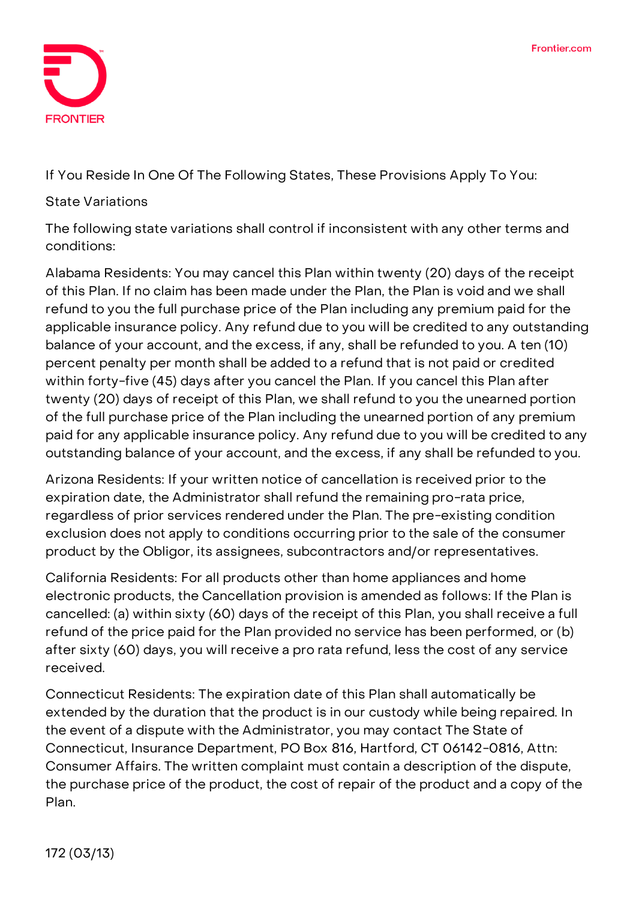If You Reside In One Of The Following States, These Provisions Apply To You:

State Variations

The following state variations shall control if inconsistent with any other terms and conditions:

Alabama Residents: You may cancel this Plan within twenty (20) days of the receipt of this Plan. If no claim has been made under the Plan, the Plan is void and we shall refund to you the full purchase price of the Plan including any premium paid for the applicable insurance policy. Any refund due to you will be credited to any outstanding balance of your account, and the excess, if any, shall be refunded to you. A ten (10) percent penalty per month shall be added to a refund that is not paid or credited within forty-five (45) days after you cancel the Plan. If you cancel this Plan after twenty (20) days of receipt of this Plan, we shall refund to you the unearned portion of the full purchase price of the Plan including the unearned portion of any premium paid for any applicable insurance policy. Any refund due to you will be credited to any outstanding balance of your account, and the excess, if any shall be refunded to you.

Arizona Residents: If your written notice of cancellation is received prior to the expiration date, the Administrator shall refund the remaining pro-rata price, regardless of prior services rendered under the Plan. The pre-existing condition exclusion does not apply to conditions occurring prior to the sale of the consumer product by the Obligor, its assignees, subcontractors and/or representatives.

California Residents: For all products other than home appliances and home electronic products, the Cancellation provision is amended as follows: If the Plan is cancelled: (a) within sixty (60) days of the receipt of this Plan, you shall receive a full refund of the price paid for the Plan provided no service has been performed, or (b) after sixty (60) days, you will receive a pro rata refund, less the cost of any service received.

Connecticut Residents: The expiration date of this Plan shall automatically be extended by the duration that the product is in our custody while being repaired. In the event of a dispute with the Administrator, you may contact The State of Connecticut, Insurance Department, PO Box 816, Hartford, CT 06142-0816, Attn: Consumer Affairs. The written complaint must contain a description of the dispute, the purchase price of the product, the cost of repair of the product and a copy of the Plan.

172 (03/13)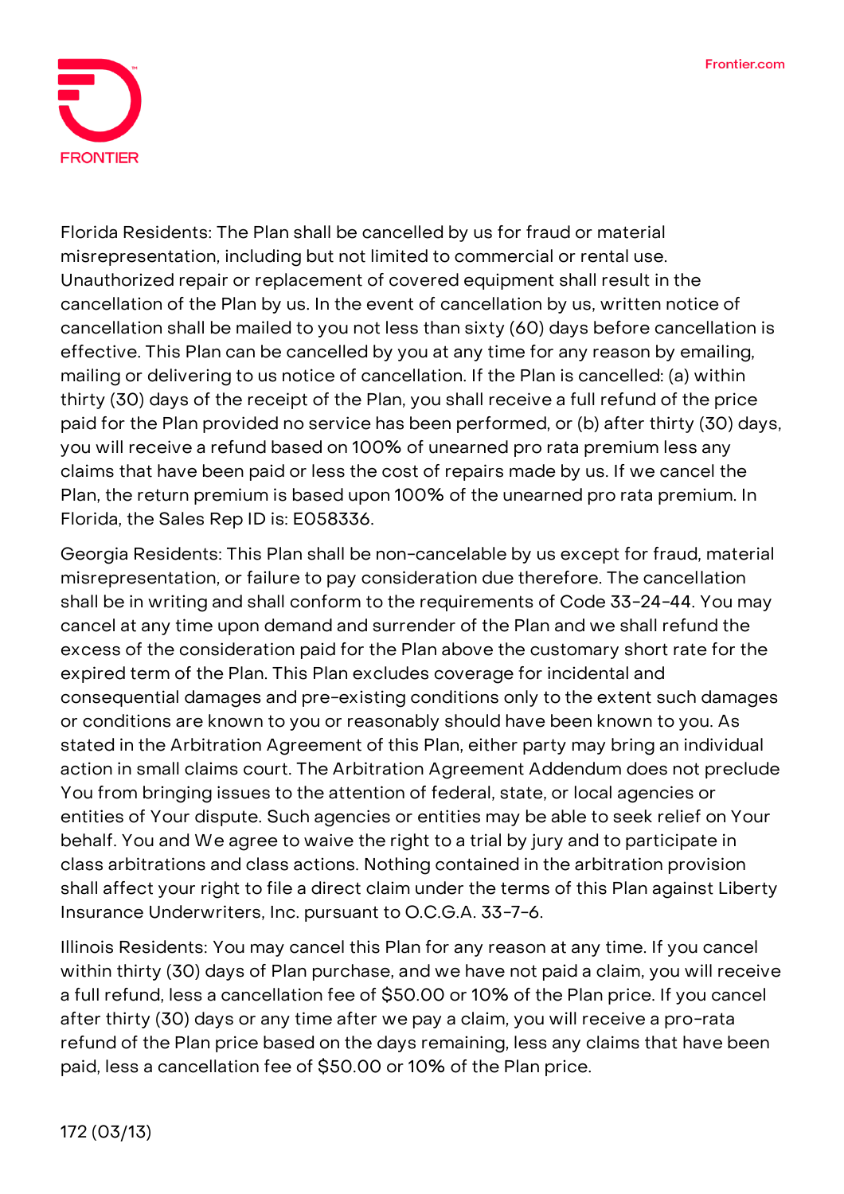Florida Residents: The Plan shall be cancelled by us for fraud or material misrepresentation, including but not limited to commercial or rental use. Unauthorized repair or replacement of covered equipment shall result in the cancellation of the Plan by us. In the event of cancellation by us, written notice of cancellation shall be mailed to you not less than sixty (60) days before cancellation is effective. This Plan can be cancelled by you at any time for any reason by emailing, mailing or delivering to us notice of cancellation. If the Plan is cancelled: (a) within thirty (30) days of the receipt of the Plan, you shall receive a full refund of the price paid for the Plan provided no service has been performed, or (b) after thirty (30) days, you will receive a refund based on 100% of unearned pro rata premium less any claims that have been paid or less the cost of repairs made by us. If we cancel the Plan, the return premium is based upon 100% of the unearned pro rata premium. In Florida, the Sales Rep ID is: E058336.

Georgia Residents: This Plan shall be non-cancelable by us except for fraud, material misrepresentation, or failure to pay consideration due therefore. The cancellation shall be in writing and shall conform to the requirements of Code 33-24-44. You may cancel at any time upon demand and surrender of the Plan and we shall refund the excess of the consideration paid for the Plan above the customary short rate for the expired term of the Plan. This Plan excludes coverage for incidental and consequential damages and pre-existing conditions only to the extent such damages or conditions are known to you or reasonably should have been known to you. As stated in the Arbitration Agreement of this Plan, either party may bring an individual action in small claims court. The Arbitration Agreement Addendum does not preclude You from bringing issues to the attention of federal, state, or local agencies or entities of Your dispute. Such agencies or entities may be able to seek relief on Your behalf. You and We agree to waive the right to a trial by jury and to participate in class arbitrations and class actions. Nothing contained in the arbitration provision shall affect your right to file a direct claim under the terms of this Plan against Liberty Insurance Underwriters, Inc. pursuant to O.C.G.A. 33-7-6.

Illinois Residents: You may cancel this Plan for any reason at any time. If you cancel within thirty (30) days of Plan purchase, and we have not paid a claim, you will receive a full refund, less a cancellation fee of $50.00 or 10% of the Plan price. If you cancel after thirty (30) days or any time after we pay a claim, you will receive a pro-rata refund of the Plan price based on the days remaining, less any claims that have been paid, less a cancellation fee of $50.00 or 10% of the Plan price.

172 (03/13)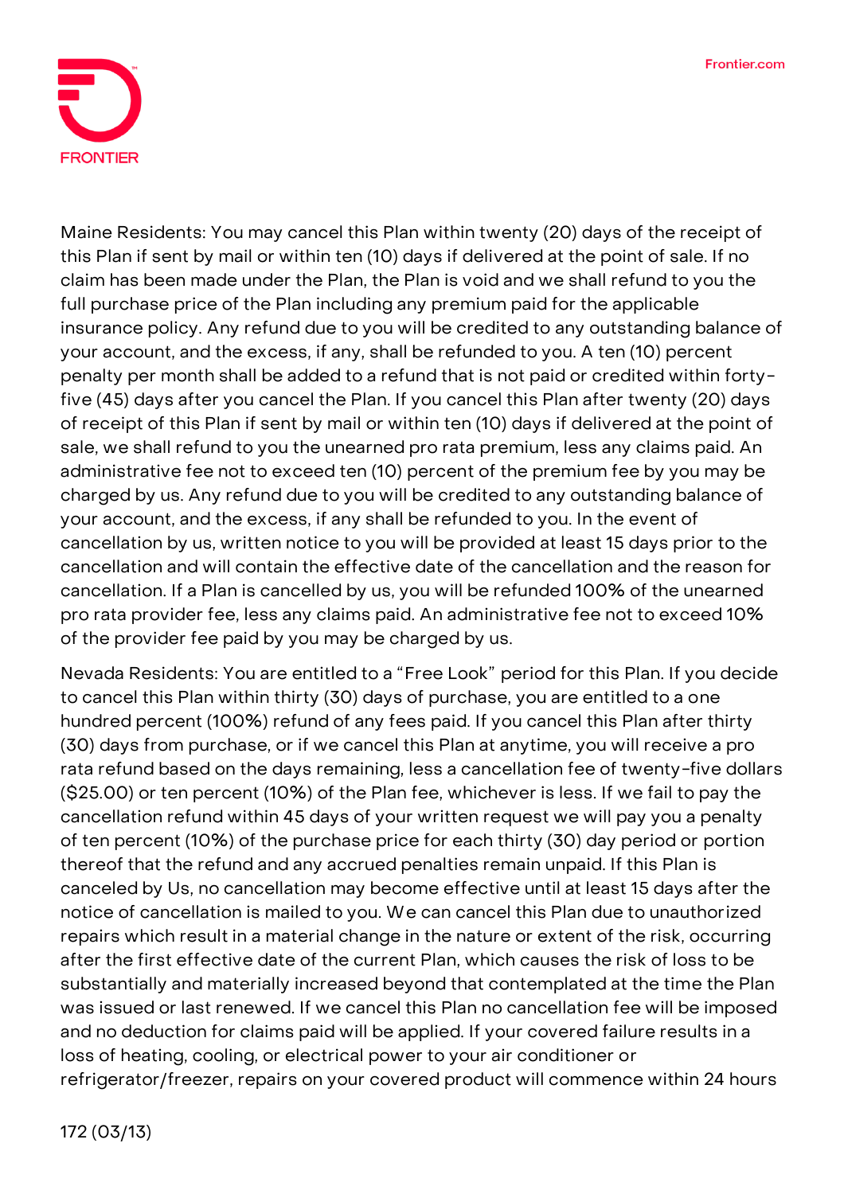Maine Residents: You may cancel this Plan within twenty (20) days of the receipt of this Plan if sent by mail or within ten (10) days if delivered at the point of sale. If no claim has been made under the Plan, the Plan is void and we shall refund to you the full purchase price of the Plan including any premium paid for the applicable insurance policy. Any refund due to you will be credited to any outstanding balance of your account, and the excess, if any, shall be refunded to you. A ten (10) percent penalty per month shall be added to a refund that is not paid or credited within forty-five (45) days after you cancel the Plan. If you cancel this Plan after twenty (20) days of receipt of this Plan if sent by mail or within ten (10) days if delivered at the point of sale, we shall refund to you the unearned pro rata premium, less any claims paid. An administrative fee not to exceed ten (10) percent of the premium fee by you may be charged by us. Any refund due to you will be credited to any outstanding balance of your account, and the excess, if any shall be refunded to you. In the event of cancellation by us, written notice to you will be provided at least 15 days prior to the cancellation and will contain the effective date of the cancellation and the reason for cancellation. If a Plan is cancelled by us, you will be refunded 100% of the unearned pro rata provider fee, less any claims paid. An administrative fee not to exceed 10% of the provider fee paid by you may be charged by us.

Nevada Residents: You are entitled to a "Free Look" period for this Plan. If you decide to cancel this Plan within thirty (30) days of purchase, you are entitled to a one hundred percent (100%) refund of any fees paid. If you cancel this Plan after thirty (30) days from purchase, or if we cancel this Plan at anytime, you will receive a pro rata refund based on the days remaining, less a cancellation fee of twenty-five dollars ($25.00) or ten percent (10%) of the Plan fee, whichever is less. If we fail to pay the cancellation refund within 45 days of your written request we will pay you a penalty of ten percent (10%) of the purchase price for each thirty (30) day period or portion thereof that the refund and any accrued penalties remain unpaid. If this Plan is canceled by Us, no cancellation may become effective until at least 15 days after the notice of cancellation is mailed to you. We can cancel this Plan due to unauthorized repairs which result in a material change in the nature or extent of the risk, occurring after the first effective date of the current Plan, which causes the risk of loss to be substantially and materially increased beyond that contemplated at the time the Plan was issued or last renewed. If we cancel this Plan no cancellation fee will be imposed and no deduction for claims paid will be applied. If your covered failure results in a loss of heating, cooling, or electrical power to your air conditioner or refrigerator/freezer, repairs on your covered product will commence within 24 hours

172 (03/13)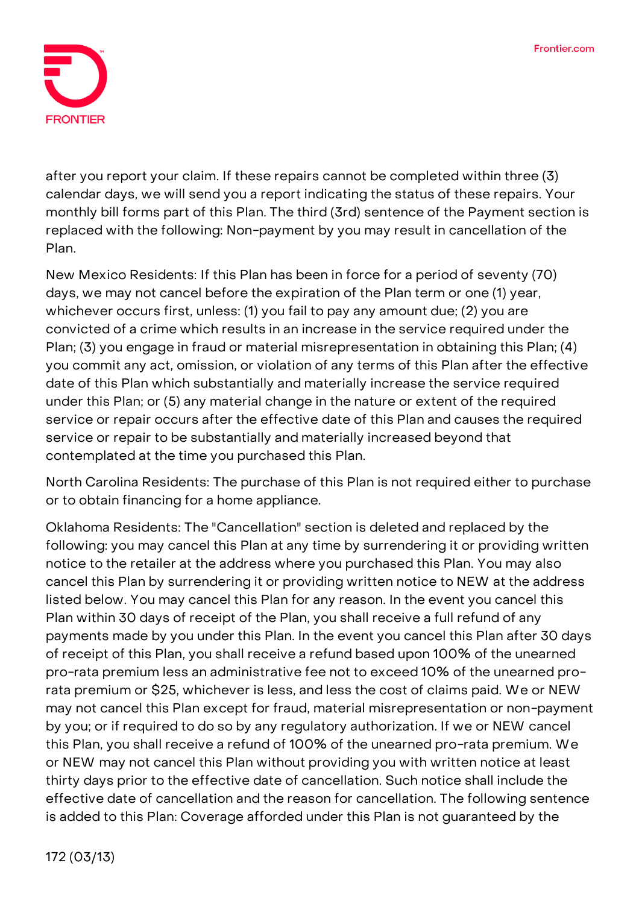after you report your claim. If these repairs cannot be completed within three (3) calendar days, we will send you a report indicating the status of these repairs. Your monthly bill forms part of this Plan. The third (3rd) sentence of the Payment section is replaced with the following: Non-payment by you may result in cancellation of the Plan.

New Mexico Residents: If this Plan has been in force for a period of seventy (70) days, we may not cancel before the expiration of the Plan term or one (1) year, whichever occurs first, unless: (1) you fail to pay any amount due; (2) you are convicted of a crime which results in an increase in the service required under the Plan; (3) you engage in fraud or material misrepresentation in obtaining this Plan; (4) you commit any act, omission, or violation of any terms of this Plan after the effective date of this Plan which substantially and materially increase the service required under this Plan; or (5) any material change in the nature or extent of the required service or repair occurs after the effective date of this Plan and causes the required service or repair to be substantially and materially increased beyond that contemplated at the time you purchased this Plan.

North Carolina Residents: The purchase of this Plan is not required either to purchase or to obtain financing for a home appliance.

Oklahoma Residents: The "Cancellation" section is deleted and replaced by the following: you may cancel this Plan at any time by surrendering it or providing written notice to the retailer at the address where you purchased this Plan. You may also cancel this Plan by surrendering it or providing written notice to NEW at the address listed below. You may cancel this Plan for any reason. In the event you cancel this Plan within 30 days of receipt of the Plan, you shall receive a full refund of any payments made by you under this Plan. In the event you cancel this Plan after 30 days of receipt of this Plan, you shall receive a refund based upon 100% of the unearned pro-rata premium less an administrative fee not to exceed 10% of the unearned pro-rata premium or $25, whichever is less, and less the cost of claims paid. We or NEW may not cancel this Plan except for fraud, material misrepresentation or non-payment by you; or if required to do so by any regulatory authorization. If we or NEW cancel this Plan, you shall receive a refund of 100% of the unearned pro-rata premium. We or NEW may not cancel this Plan without providing you with written notice at least thirty days prior to the effective date of cancellation. Such notice shall include the effective date of cancellation and the reason for cancellation. The following sentence is added to this Plan: Coverage afforded under this Plan is not guaranteed by the

172 (03/13)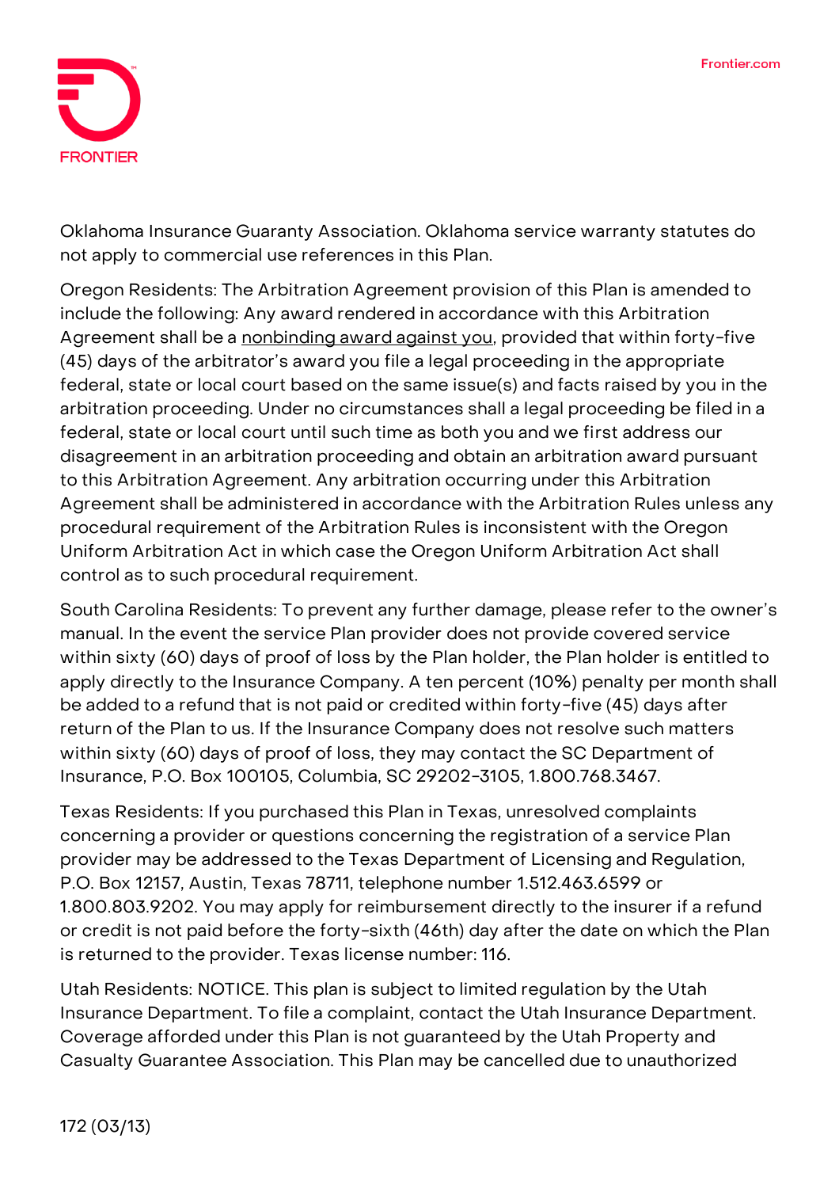Oklahoma Insurance Guaranty Association. Oklahoma service warranty statutes do not apply to commercial use references in this Plan.

Oregon Residents: The Arbitration Agreement provision of this Plan is amended to include the following: Any award rendered in accordance with this Arbitration Agreement shall be a <u>nonbinding award against you</u>, provided that within forty-five (45) days of the arbitrator's award you file a legal proceeding in the appropriate federal, state or local court based on the same issue(s) and facts raised by you in the arbitration proceeding. Under no circumstances shall a legal proceeding be filed in a federal, state or local court until such time as both you and we first address our disagreement in an arbitration proceeding and obtain an arbitration award pursuant to this Arbitration Agreement. Any arbitration occurring under this Arbitration Agreement shall be administered in accordance with the Arbitration Rules unless any procedural requirement of the Arbitration Rules is inconsistent with the Oregon Uniform Arbitration Act in which case the Oregon Uniform Arbitration Act shall control as to such procedural requirement.

South Carolina Residents: To prevent any further damage, please refer to the owner's manual. In the event the service Plan provider does not provide covered service within sixty (60) days of proof of loss by the Plan holder, the Plan holder is entitled to apply directly to the Insurance Company. A ten percent (10%) penalty per month shall be added to a refund that is not paid or credited within forty-five (45) days after return of the Plan to us. If the Insurance Company does not resolve such matters within sixty (60) days of proof of loss, they may contact the SC Department of Insurance, P.O. Box 100105, Columbia, SC 29202-3105, 1.800.768.3467.

Texas Residents: If you purchased this Plan in Texas, unresolved complaints concerning a provider or questions concerning the registration of a service Plan provider may be addressed to the Texas Department of Licensing and Regulation, P.O. Box 12157, Austin, Texas 78711, telephone number 1.512.463.6599 or 1.800.803.9202. You may apply for reimbursement directly to the insurer if a refund or credit is not paid before the forty-sixth (46th) day after the date on which the Plan is returned to the provider. Texas license number: 116.

Utah Residents: NOTICE. This plan is subject to limited regulation by the Utah Insurance Department. To file a complaint, contact the Utah Insurance Department. Coverage afforded under this Plan is not guaranteed by the Utah Property and Casualty Guarantee Association. This Plan may be cancelled due to unauthorized

172 (03/13)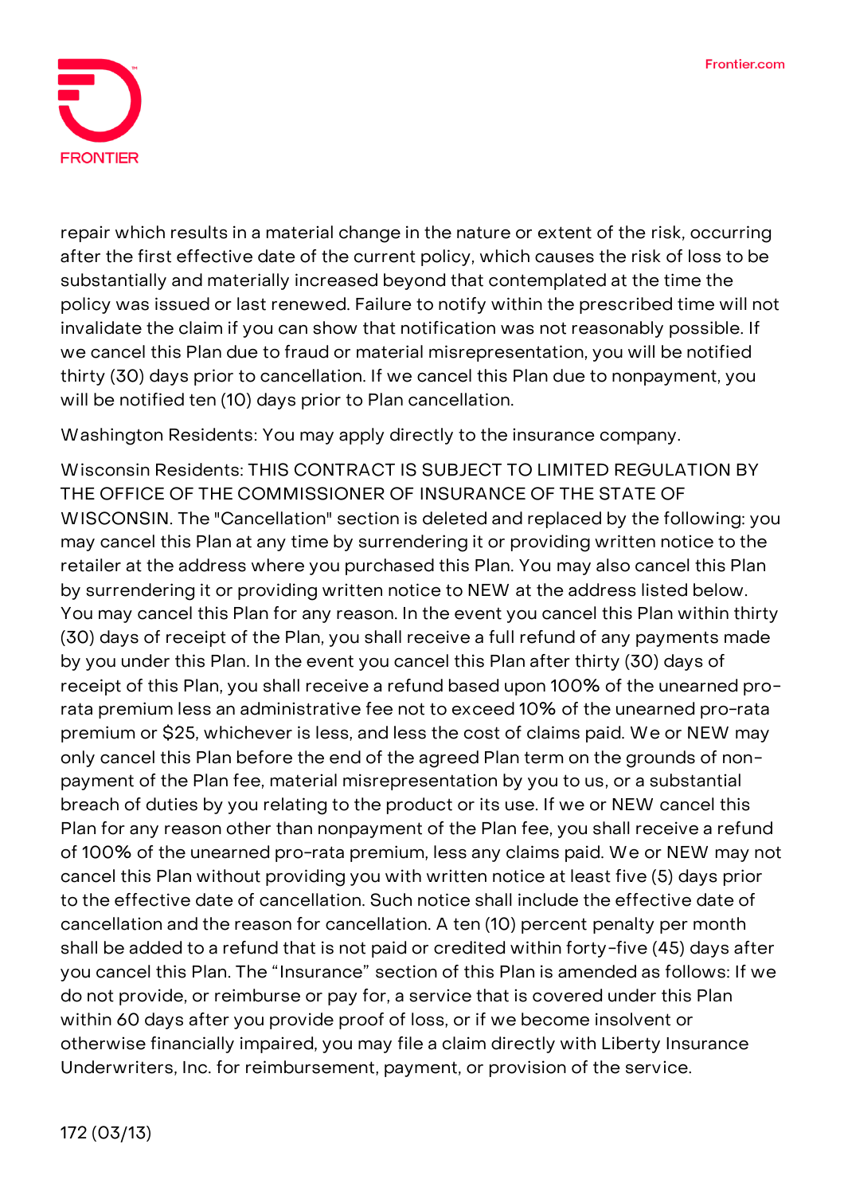repair which results in a material change in the nature or extent of the risk, occurring after the first effective date of the current policy, which causes the risk of loss to be substantially and materially increased beyond that contemplated at the time the policy was issued or last renewed. Failure to notify within the prescribed time will not invalidate the claim if you can show that notification was not reasonably possible. If we cancel this Plan due to fraud or material misrepresentation, you will be notified thirty (30) days prior to cancellation. If we cancel this Plan due to nonpayment, you will be notified ten (10) days prior to Plan cancellation.

Washington Residents: You may apply directly to the insurance company.

Wisconsin Residents: THIS CONTRACT IS SUBJECT TO LIMITED REGULATION BY THE OFFICE OF THE COMMISSIONER OF INSURANCE OF THE STATE OF WISCONSIN. The "Cancellation" section is deleted and replaced by the following: you may cancel this Plan at any time by surrendering it or providing written notice to the retailer at the address where you purchased this Plan. You may also cancel this Plan by surrendering it or providing written notice to NEW at the address listed below. You may cancel this Plan for any reason. In the event you cancel this Plan within thirty (30) days of receipt of the Plan, you shall receive a full refund of any payments made by you under this Plan. In the event you cancel this Plan after thirty (30) days of receipt of this Plan, you shall receive a refund based upon 100% of the unearned pro-rata premium less an administrative fee not to exceed 10% of the unearned pro-rata premium or $25, whichever is less, and less the cost of claims paid. We or NEW may only cancel this Plan before the end of the agreed Plan term on the grounds of non-payment of the Plan fee, material misrepresentation by you to us, or a substantial breach of duties by you relating to the product or its use. If we or NEW cancel this Plan for any reason other than nonpayment of the Plan fee, you shall receive a refund of 100% of the unearned pro-rata premium, less any claims paid. We or NEW may not cancel this Plan without providing you with written notice at least five (5) days prior to the effective date of cancellation. Such notice shall include the effective date of cancellation and the reason for cancellation. A ten (10) percent penalty per month shall be added to a refund that is not paid or credited within forty-five (45) days after you cancel this Plan. The "Insurance" section of this Plan is amended as follows: If we do not provide, or reimburse or pay for, a service that is covered under this Plan within 60 days after you provide proof of loss, or if we become insolvent or otherwise financially impaired, you may file a claim directly with Liberty Insurance Underwriters, Inc. for reimbursement, payment, or provision of the service.

172 (03/13)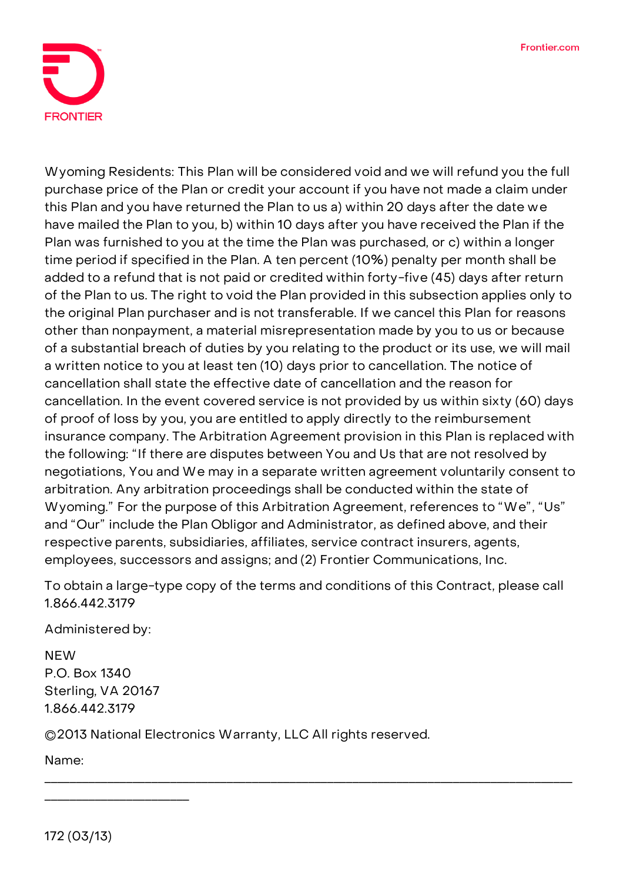Wyoming Residents: This Plan will be considered void and we will refund you the full purchase price of the Plan or credit your account if you have not made a claim under this Plan and you have returned the Plan to us a) within 20 days after the date we have mailed the Plan to you, b) within 10 days after you have received the Plan if the Plan was furnished to you at the time the Plan was purchased, or c) within a longer time period if specified in the Plan. A ten percent (10%) penalty per month shall be added to a refund that is not paid or credited within forty-five (45) days after return of the Plan to us. The right to void the Plan provided in this subsection applies only to the original Plan purchaser and is not transferable. If we cancel this Plan for reasons other than nonpayment, a material misrepresentation made by you to us or because of a substantial breach of duties by you relating to the product or its use, we will mail a written notice to you at least ten (10) days prior to cancellation. The notice of cancellation shall state the effective date of cancellation and the reason for cancellation. In the event covered service is not provided by us within sixty (60) days of proof of loss by you, you are entitled to apply directly to the reimbursement insurance company. The Arbitration Agreement provision in this Plan is replaced with the following: "If there are disputes between You and Us that are not resolved by negotiations, You and We may in a separate written agreement voluntarily consent to arbitration. Any arbitration proceedings shall be conducted within the state of Wyoming." For the purpose of this Arbitration Agreement, references to "We", "Us" and "Our" include the Plan Obligor and Administrator, as defined above, and their respective parents, subsidiaries, affiliates, service contract insurers, agents, employees, successors and assigns; and (2) Frontier Communications, Inc.

To obtain a large-type copy of the terms and conditions of this Contract, please call 1.866.442.3179

Administered by:

NEW
P.O. Box 1340
Sterling, VA 20167
1.866.442.3179

©2013 National Electronics Warranty, LLC All rights reserved.

Name:

________________________________________________________________________________________

172 (03/13)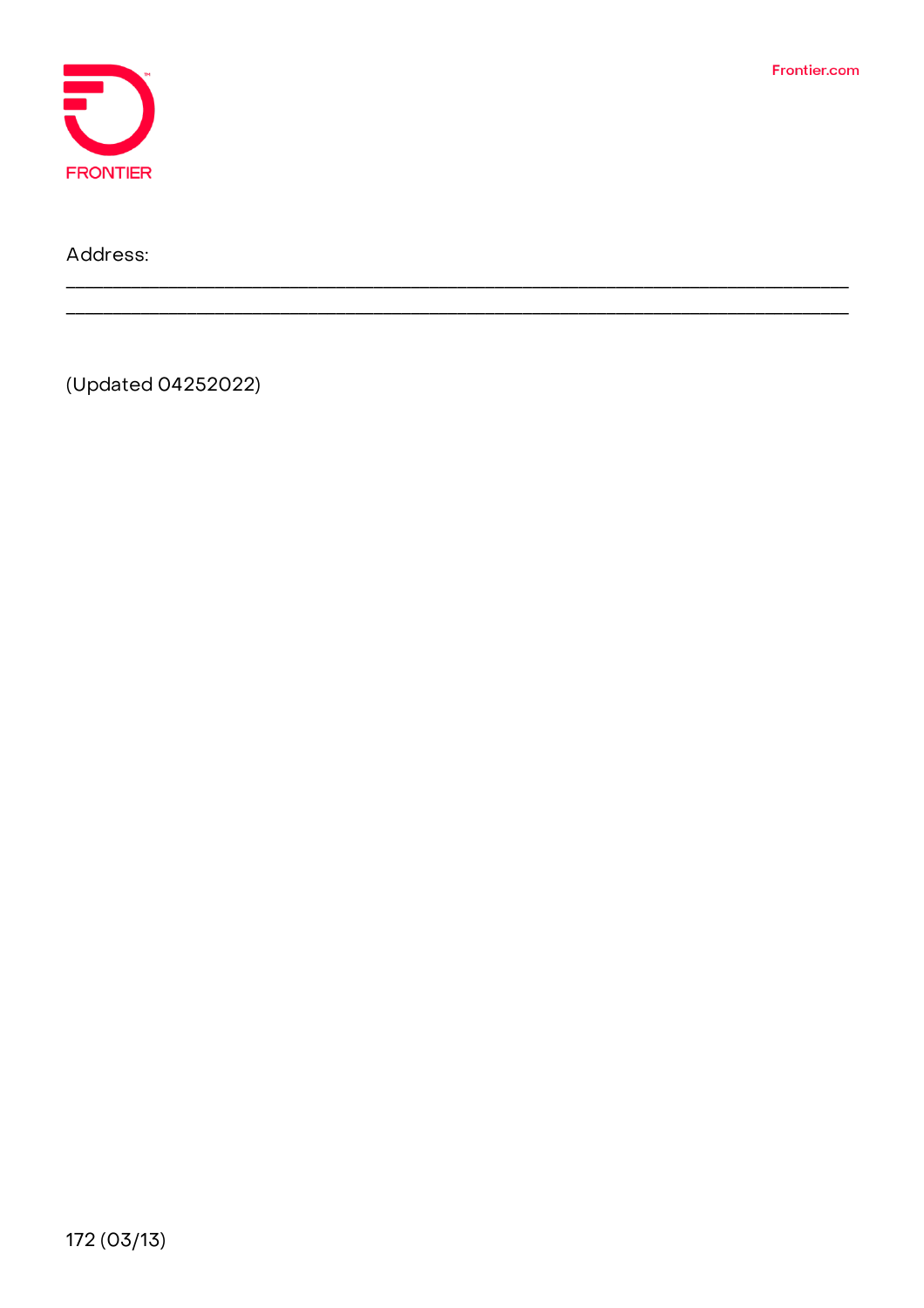Address:
\_\_\_\_\_\_\_\_\_\_\_\_\_\_\_\_\_\_\_\_\_\_\_\_\_\_\_\_\_\_\_\_\_\_\_\_\_\_\_\_\_\_\_\_\_\_\_\_\_\_\_\_\_\_\_\_\_\_\_\_\_\_\_\_\_\_\_\_\_\_\_\_
\_\_\_\_\_\_\_\_\_\_\_\_\_\_\_\_\_\_\_\_\_\_\_\_\_\_\_\_\_\_\_\_\_\_\_\_\_\_\_\_\_\_\_\_\_\_\_\_\_\_\_\_\_\_\_\_\_\_\_\_\_\_\_\_\_\_\_\_\_\_\_\_

(Updated 04252022)

172 (03/13)